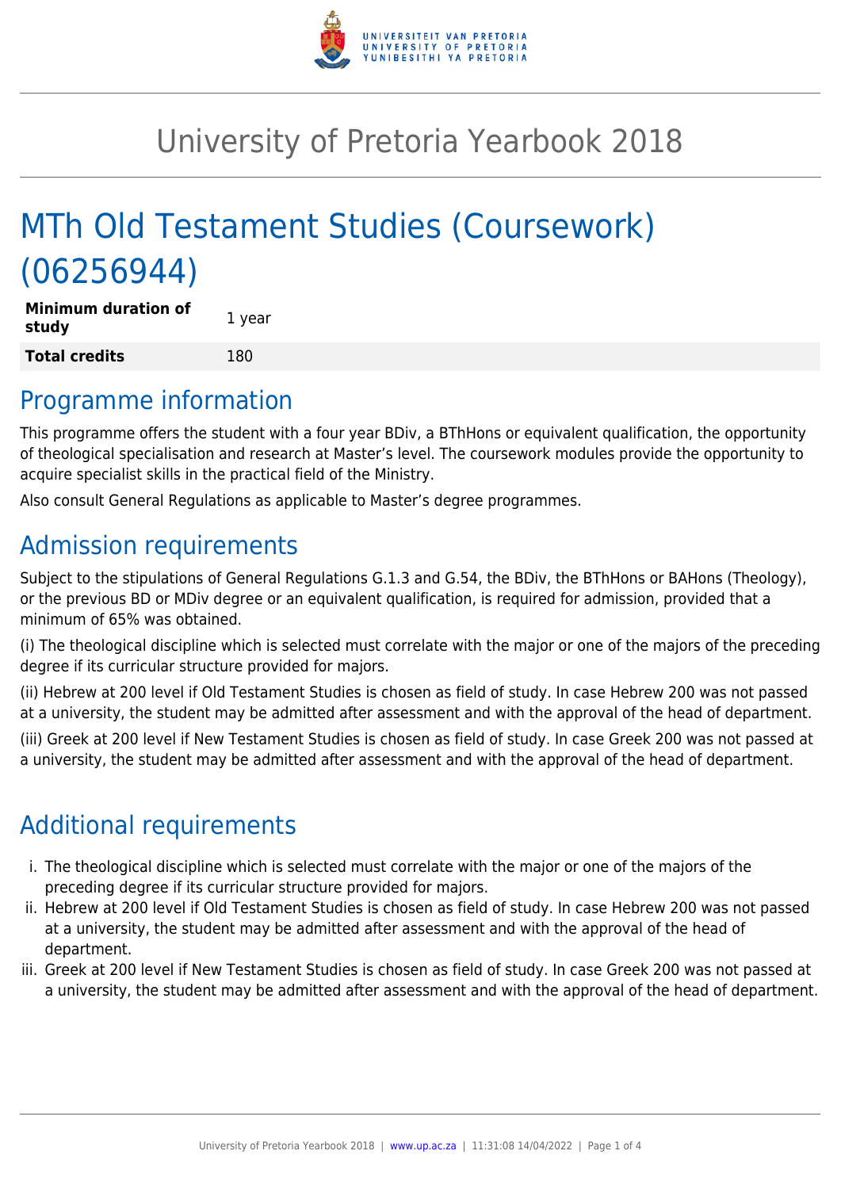# University of Pretoria Yearbook 2018

# MTh Old Testament Studies (Coursework) (06256944)

| **Minimum duration of study** | 1 year |
|---|---|
| **Total credits** | 180 |

## Programme information

This programme offers the student with a four year BDiv, a BThHons or equivalent qualification, the opportunity of theological specialisation and research at Master's level. The coursework modules provide the opportunity to acquire specialist skills in the practical field of the Ministry.

Also consult General Regulations as applicable to Master's degree programmes.

## Admission requirements

Subject to the stipulations of General Regulations G.1.3 and G.54, the BDiv, the BThHons or BAHons (Theology), or the previous BD or MDiv degree or an equivalent qualification, is required for admission, provided that a minimum of 65% was obtained.

(i) The theological discipline which is selected must correlate with the major or one of the majors of the preceding degree if its curricular structure provided for majors.

(ii) Hebrew at 200 level if Old Testament Studies is chosen as field of study. In case Hebrew 200 was not passed at a university, the student may be admitted after assessment and with the approval of the head of department.

(iii) Greek at 200 level if New Testament Studies is chosen as field of study. In case Greek 200 was not passed at a university, the student may be admitted after assessment and with the approval of the head of department.

## Additional requirements

i. The theological discipline which is selected must correlate with the major or one of the majors of the preceding degree if its curricular structure provided for majors.
ii. Hebrew at 200 level if Old Testament Studies is chosen as field of study. In case Hebrew 200 was not passed at a university, the student may be admitted after assessment and with the approval of the head of department.
iii. Greek at 200 level if New Testament Studies is chosen as field of study. In case Greek 200 was not passed at a university, the student may be admitted after assessment and with the approval of the head of department.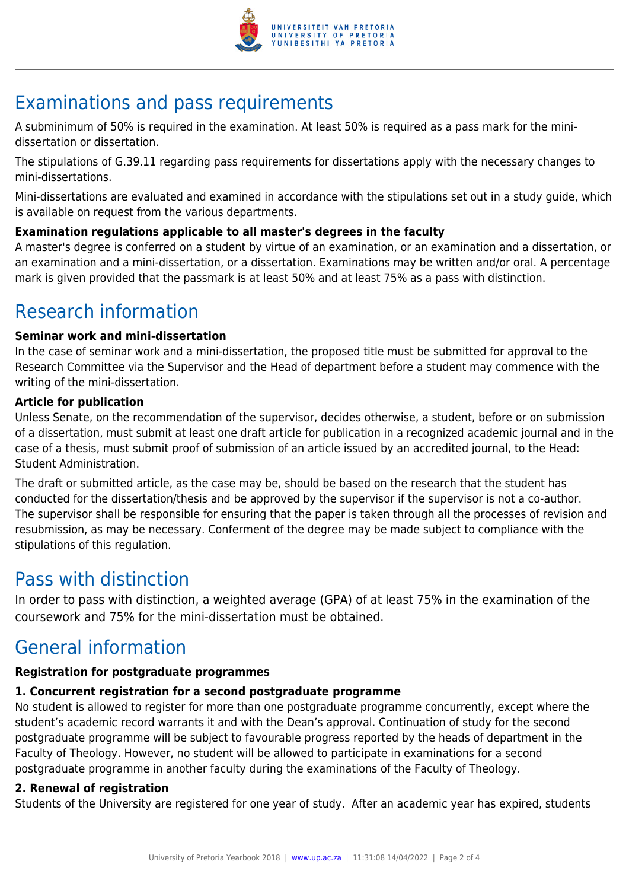# Examinations and pass requirements

A subminimum of 50% is required in the examination. At least 50% is required as a pass mark for the mini-dissertation or dissertation.

The stipulations of G.39.11 regarding pass requirements for dissertations apply with the necessary changes to mini-dissertations.

Mini-dissertations are evaluated and examined in accordance with the stipulations set out in a study guide, which is available on request from the various departments.

**Examination regulations applicable to all master's degrees in the faculty**

A master's degree is conferred on a student by virtue of an examination, or an examination and a dissertation, or an examination and a mini-dissertation, or a dissertation. Examinations may be written and/or oral. A percentage mark is given provided that the passmark is at least 50% and at least 75% as a pass with distinction.

# Research information

**Seminar work and mini-dissertation**

In the case of seminar work and a mini-dissertation, the proposed title must be submitted for approval to the Research Committee via the Supervisor and the Head of department before a student may commence with the writing of the mini-dissertation.

**Article for publication**

Unless Senate, on the recommendation of the supervisor, decides otherwise, a student, before or on submission of a dissertation, must submit at least one draft article for publication in a recognized academic journal and in the case of a thesis, must submit proof of submission of an article issued by an accredited journal, to the Head: Student Administration.

The draft or submitted article, as the case may be, should be based on the research that the student has conducted for the dissertation/thesis and be approved by the supervisor if the supervisor is not a co-author. The supervisor shall be responsible for ensuring that the paper is taken through all the processes of revision and resubmission, as may be necessary. Conferment of the degree may be made subject to compliance with the stipulations of this regulation.

# Pass with distinction

In order to pass with distinction, a weighted average (GPA) of at least 75% in the examination of the coursework and 75% for the mini-dissertation must be obtained.

# General information

**Registration for postgraduate programmes**

**1. Concurrent registration for a second postgraduate programme**

No student is allowed to register for more than one postgraduate programme concurrently, except where the student's academic record warrants it and with the Dean's approval. Continuation of study for the second postgraduate programme will be subject to favourable progress reported by the heads of department in the Faculty of Theology. However, no student will be allowed to participate in examinations for a second postgraduate programme in another faculty during the examinations of the Faculty of Theology.

**2. Renewal of registration**

Students of the University are registered for one year of study. After an academic year has expired, students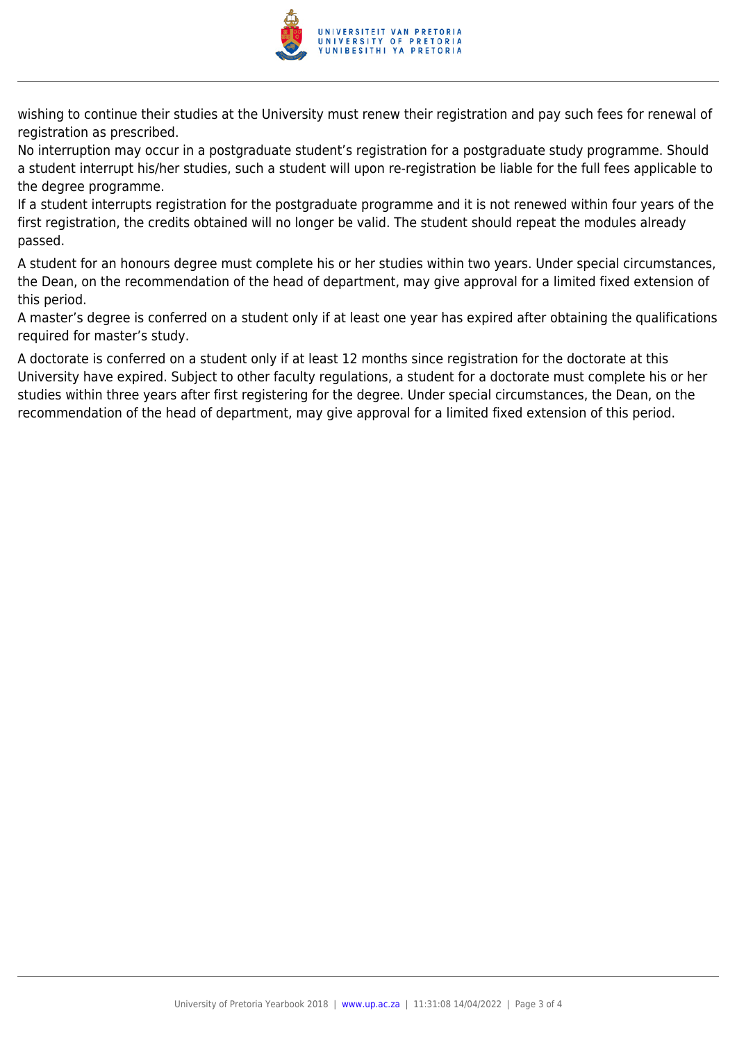wishing to continue their studies at the University must renew their registration and pay such fees for renewal of registration as prescribed.

No interruption may occur in a postgraduate student's registration for a postgraduate study programme. Should a student interrupt his/her studies, such a student will upon re-registration be liable for the full fees applicable to the degree programme.

If a student interrupts registration for the postgraduate programme and it is not renewed within four years of the first registration, the credits obtained will no longer be valid. The student should repeat the modules already passed.

A student for an honours degree must complete his or her studies within two years. Under special circumstances, the Dean, on the recommendation of the head of department, may give approval for a limited fixed extension of this period.

A master's degree is conferred on a student only if at least one year has expired after obtaining the qualifications required for master's study.

A doctorate is conferred on a student only if at least 12 months since registration for the doctorate at this University have expired. Subject to other faculty regulations, a student for a doctorate must complete his or her studies within three years after first registering for the degree. Under special circumstances, the Dean, on the recommendation of the head of department, may give approval for a limited fixed extension of this period.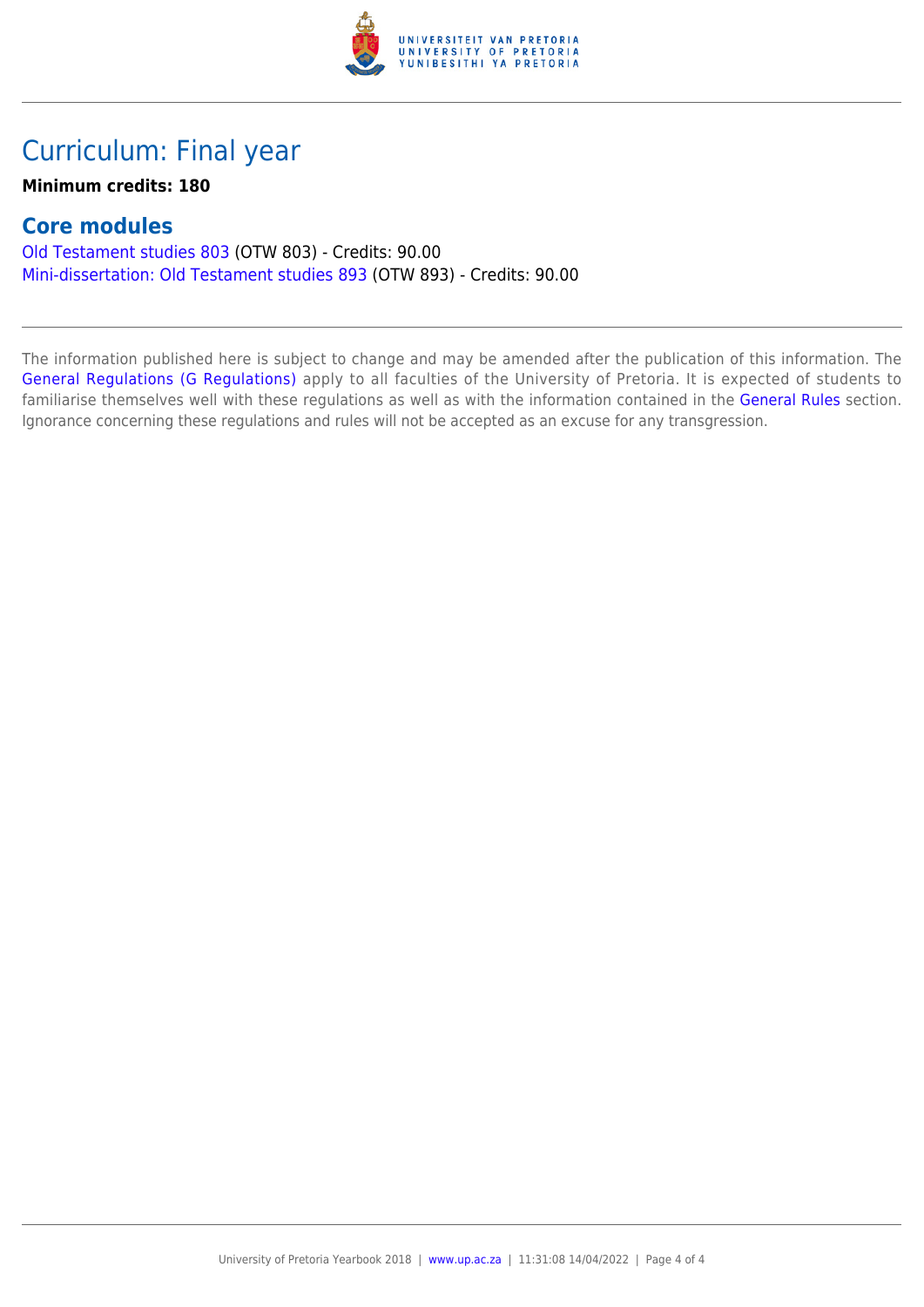## Curriculum: Final year

**Minimum credits: 180**

### Core modules

Old Testament studies 803 (OTW 803) - Credits: 90.00
Mini-dissertation: Old Testament studies 893 (OTW 893) - Credits: 90.00

The information published here is subject to change and may be amended after the publication of this information. The General Regulations (G Regulations) apply to all faculties of the University of Pretoria. It is expected of students to familiarise themselves well with these regulations as well as with the information contained in the General Rules section. Ignorance concerning these regulations and rules will not be accepted as an excuse for any transgression.